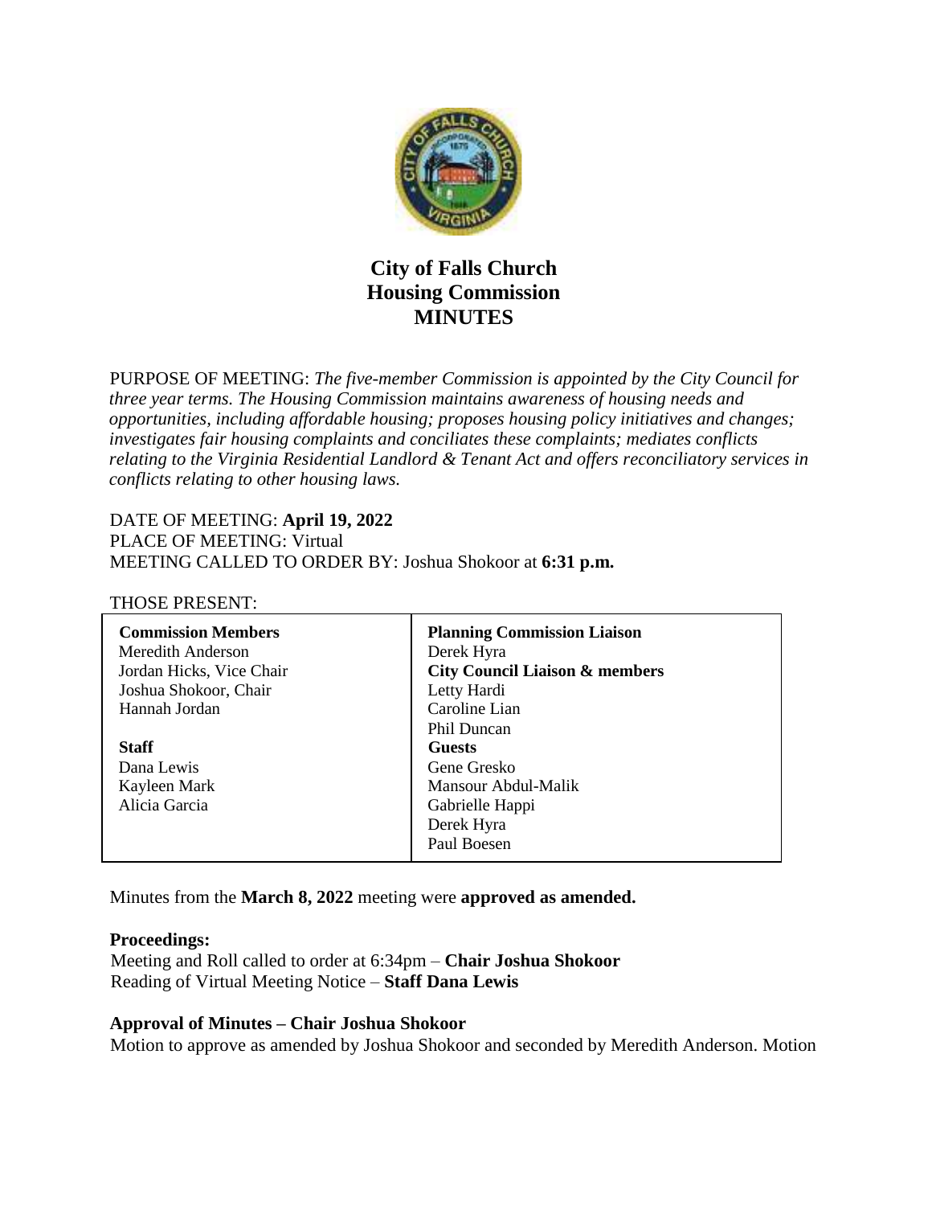# City of Falls Church
# Housing Commission
# MINUTES

PURPOSE OF MEETING: *The five-member Commission is appointed by the City Council for three year terms. The Housing Commission maintains awareness of housing needs and opportunities, including affordable housing; proposes housing policy initiatives and changes; investigates fair housing complaints and conciliates these complaints; mediates conflicts relating to the Virginia Residential Landlord & Tenant Act and offers reconciliatory services in conflicts relating to other housing laws.*

DATE OF MEETING: **April 19, 2022**
PLACE OF MEETING: Virtual
MEETING CALLED TO ORDER BY: Joshua Shokoor at **6:31 p.m.**

THOSE PRESENT:

| **Commission Members** | **Planning Commission Liaison** |
|---|---|
| Meredith Anderson | Derek Hyra |
| Jordan Hicks, Vice Chair | **City Council Liaison & members** |
| Joshua Shokoor, Chair | Letty Hardi |
| Hannah Jordan | Caroline Lian |
| | Phil Duncan |
| **Staff** | **Guests** |
| Dana Lewis | Gene Gresko |
| Kayleen Mark | Mansour Abdul-Malik |
| Alicia Garcia | Gabrielle Happi |
| | Derek Hyra |
| | Paul Boesen |

Minutes from the **March 8, 2022** meeting were **approved as amended.**

**Proceedings:**
Meeting and Roll called to order at 6:34pm – **Chair Joshua Shokoor**
Reading of Virtual Meeting Notice – **Staff Dana Lewis**

**Approval of Minutes – Chair Joshua Shokoor**
Motion to approve as amended by Joshua Shokoor and seconded by Meredith Anderson. Motion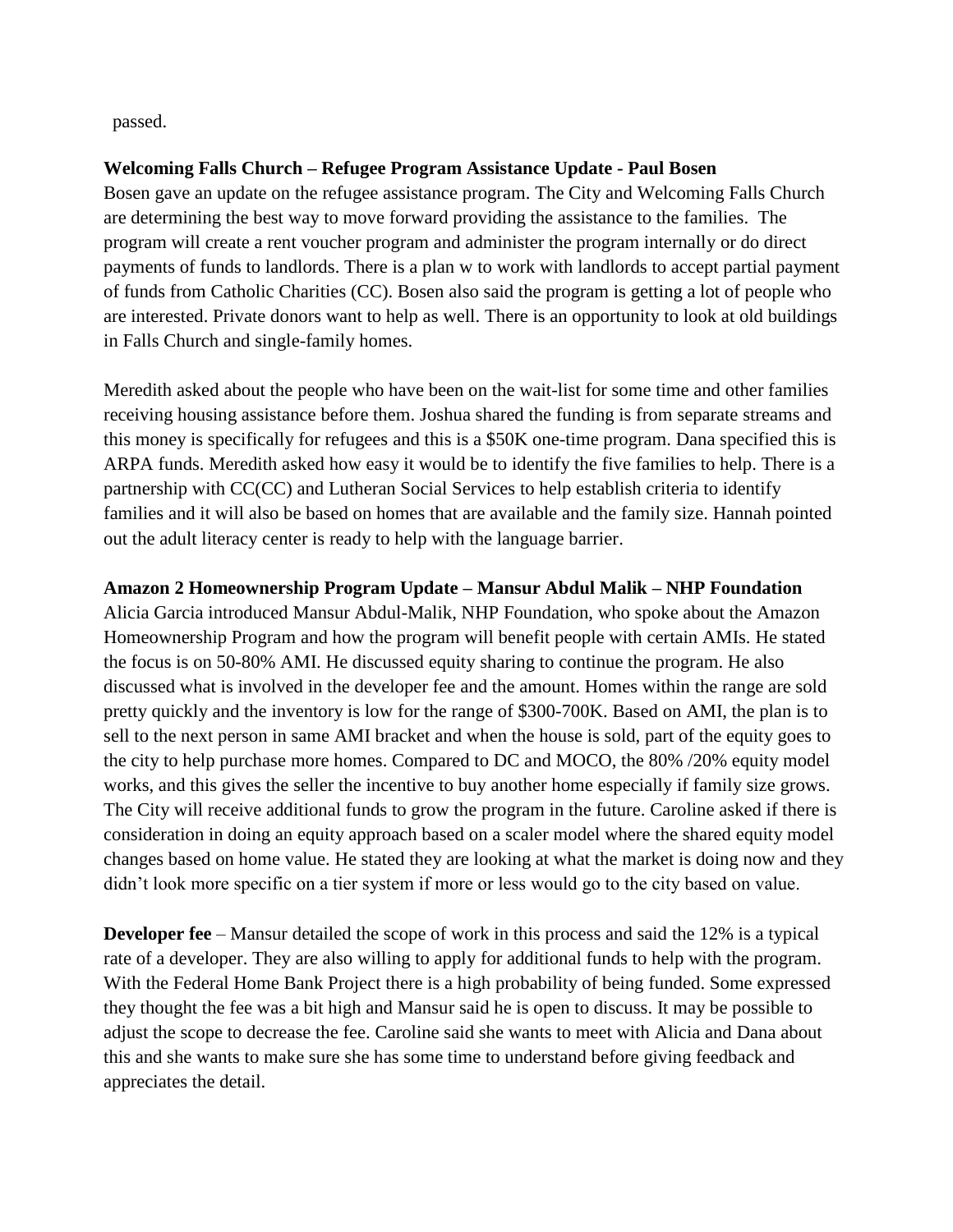passed.

**Welcoming Falls Church – Refugee Program Assistance Update - Paul Bosen**

Bosen gave an update on the refugee assistance program. The City and Welcoming Falls Church are determining the best way to move forward providing the assistance to the families. The program will create a rent voucher program and administer the program internally or do direct payments of funds to landlords. There is a plan w to work with landlords to accept partial payment of funds from Catholic Charities (CC). Bosen also said the program is getting a lot of people who are interested. Private donors want to help as well. There is an opportunity to look at old buildings in Falls Church and single-family homes.

Meredith asked about the people who have been on the wait-list for some time and other families receiving housing assistance before them. Joshua shared the funding is from separate streams and this money is specifically for refugees and this is a $50K one-time program. Dana specified this is ARPA funds. Meredith asked how easy it would be to identify the five families to help. There is a partnership with CC(CC) and Lutheran Social Services to help establish criteria to identify families and it will also be based on homes that are available and the family size. Hannah pointed out the adult literacy center is ready to help with the language barrier.

**Amazon 2 Homeownership Program Update – Mansur Abdul Malik – NHP Foundation**

Alicia Garcia introduced Mansur Abdul-Malik, NHP Foundation, who spoke about the Amazon Homeownership Program and how the program will benefit people with certain AMIs. He stated the focus is on 50-80% AMI. He discussed equity sharing to continue the program. He also discussed what is involved in the developer fee and the amount. Homes within the range are sold pretty quickly and the inventory is low for the range of $300-700K. Based on AMI, the plan is to sell to the next person in same AMI bracket and when the house is sold, part of the equity goes to the city to help purchase more homes. Compared to DC and MOCO, the 80% /20% equity model works, and this gives the seller the incentive to buy another home especially if family size grows. The City will receive additional funds to grow the program in the future. Caroline asked if there is consideration in doing an equity approach based on a scaler model where the shared equity model changes based on home value. He stated they are looking at what the market is doing now and they didn't look more specific on a tier system if more or less would go to the city based on value.

**Developer fee** – Mansur detailed the scope of work in this process and said the 12% is a typical rate of a developer. They are also willing to apply for additional funds to help with the program. With the Federal Home Bank Project there is a high probability of being funded. Some expressed they thought the fee was a bit high and Mansur said he is open to discuss. It may be possible to adjust the scope to decrease the fee. Caroline said she wants to meet with Alicia and Dana about this and she wants to make sure she has some time to understand before giving feedback and appreciates the detail.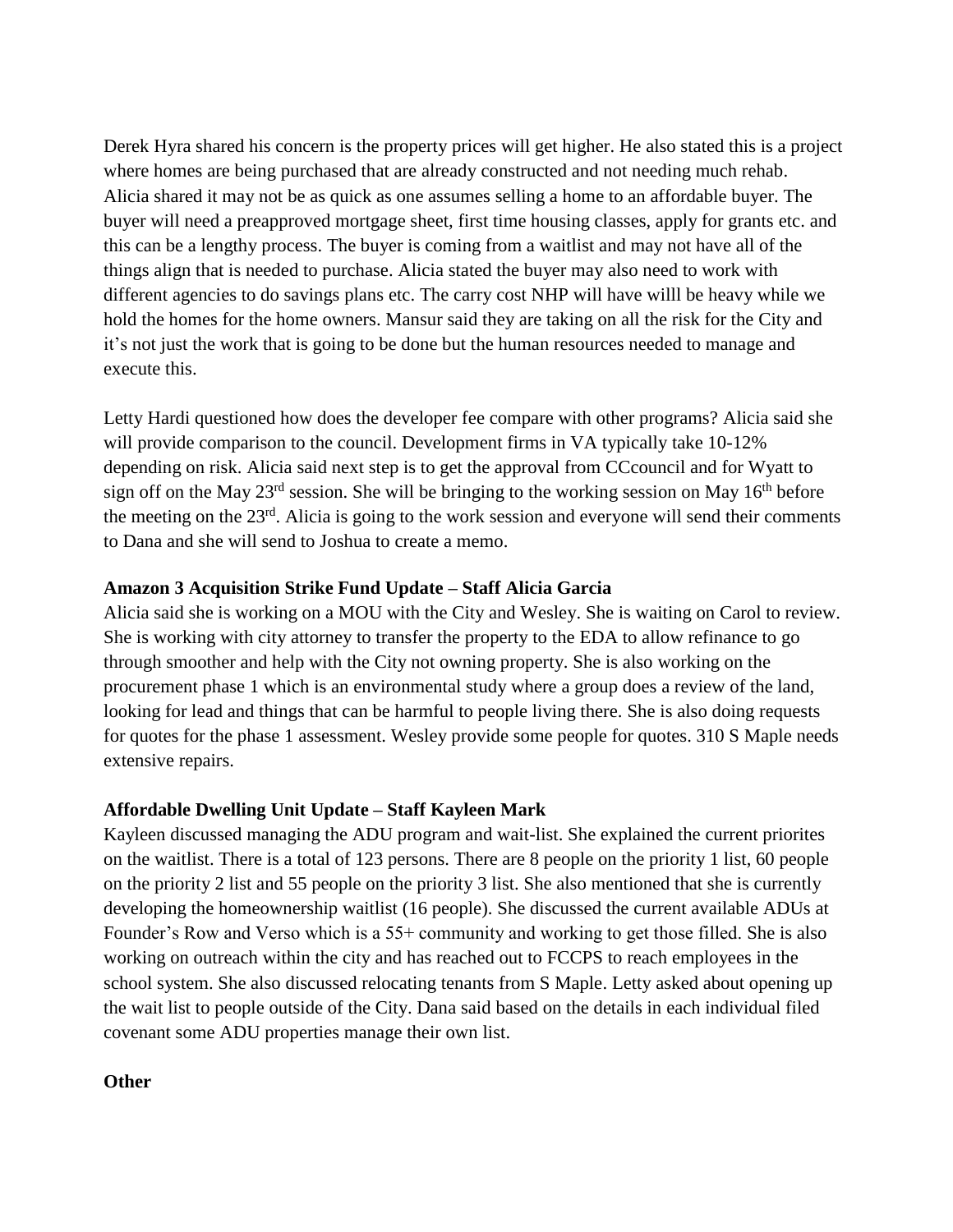Derek Hyra shared his concern is the property prices will get higher. He also stated this is a project where homes are being purchased that are already constructed and not needing much rehab. Alicia shared it may not be as quick as one assumes selling a home to an affordable buyer. The buyer will need a preapproved mortgage sheet, first time housing classes, apply for grants etc. and this can be a lengthy process. The buyer is coming from a waitlist and may not have all of the things align that is needed to purchase. Alicia stated the buyer may also need to work with different agencies to do savings plans etc. The carry cost NHP will have willl be heavy while we hold the homes for the home owners. Mansur said they are taking on all the risk for the City and it's not just the work that is going to be done but the human resources needed to manage and execute this.

Letty Hardi questioned how does the developer fee compare with other programs? Alicia said she will provide comparison to the council. Development firms in VA typically take 10-12% depending on risk. Alicia said next step is to get the approval from CCcouncil and for Wyatt to sign off on the May 23rd session. She will be bringing to the working session on May 16th before the meeting on the 23rd. Alicia is going to the work session and everyone will send their comments to Dana and she will send to Joshua to create a memo.

**Amazon 3 Acquisition Strike Fund Update – Staff Alicia Garcia**

Alicia said she is working on a MOU with the City and Wesley. She is waiting on Carol to review. She is working with city attorney to transfer the property to the EDA to allow refinance to go through smoother and help with the City not owning property. She is also working on the procurement phase 1 which is an environmental study where a group does a review of the land, looking for lead and things that can be harmful to people living there. She is also doing requests for quotes for the phase 1 assessment. Wesley provide some people for quotes. 310 S Maple needs extensive repairs.

**Affordable Dwelling Unit Update – Staff Kayleen Mark**

Kayleen discussed managing the ADU program and wait-list. She explained the current priorites on the waitlist. There is a total of 123 persons. There are 8 people on the priority 1 list, 60 people on the priority 2 list and 55 people on the priority 3 list. She also mentioned that she is currently developing the homeownership waitlist (16 people). She discussed the current available ADUs at Founder's Row and Verso which is a 55+ community and working to get those filled. She is also working on outreach within the city and has reached out to FCCPS to reach employees in the school system. She also discussed relocating tenants from S Maple. Letty asked about opening up the wait list to people outside of the City. Dana said based on the details in each individual filed covenant some ADU properties manage their own list.

**Other**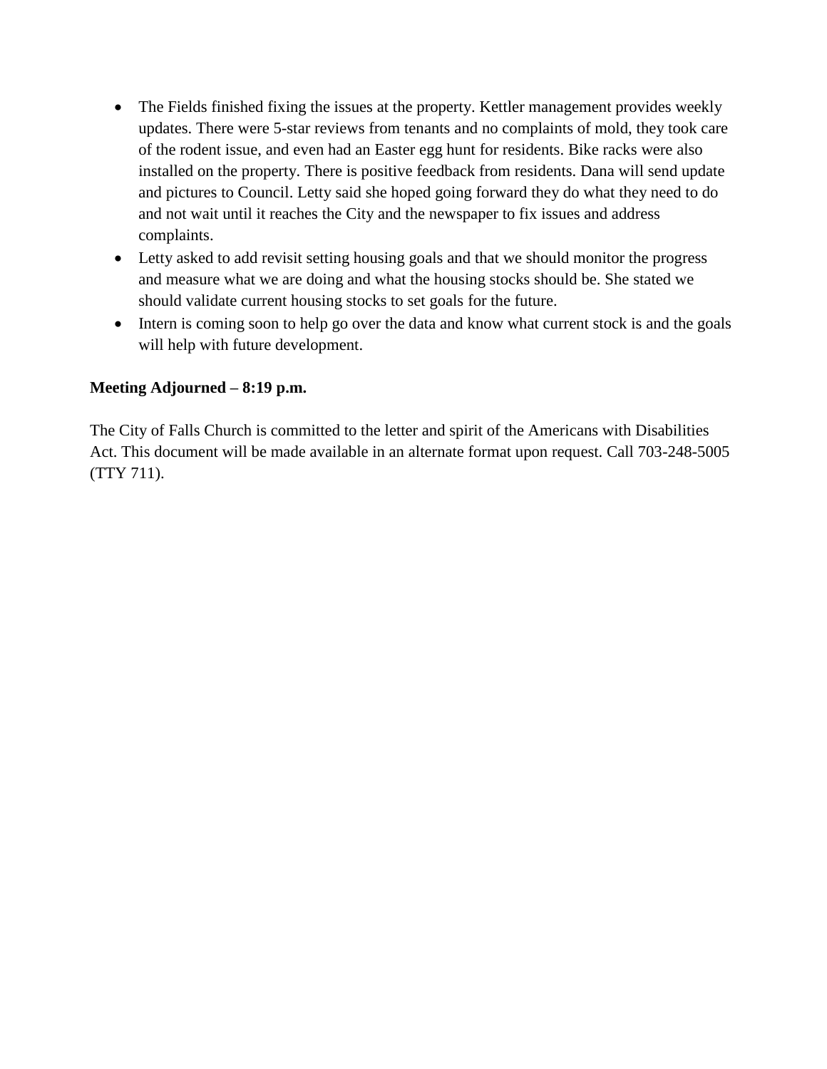- The Fields finished fixing the issues at the property. Kettler management provides weekly updates. There were 5-star reviews from tenants and no complaints of mold, they took care of the rodent issue, and even had an Easter egg hunt for residents. Bike racks were also installed on the property. There is positive feedback from residents. Dana will send update and pictures to Council. Letty said she hoped going forward they do what they need to do and not wait until it reaches the City and the newspaper to fix issues and address complaints.
- Letty asked to add revisit setting housing goals and that we should monitor the progress and measure what we are doing and what the housing stocks should be. She stated we should validate current housing stocks to set goals for the future.
- Intern is coming soon to help go over the data and know what current stock is and the goals will help with future development.

**Meeting Adjourned – 8:19 p.m.**

The City of Falls Church is committed to the letter and spirit of the Americans with Disabilities Act. This document will be made available in an alternate format upon request. Call 703-248-5005 (TTY 711).